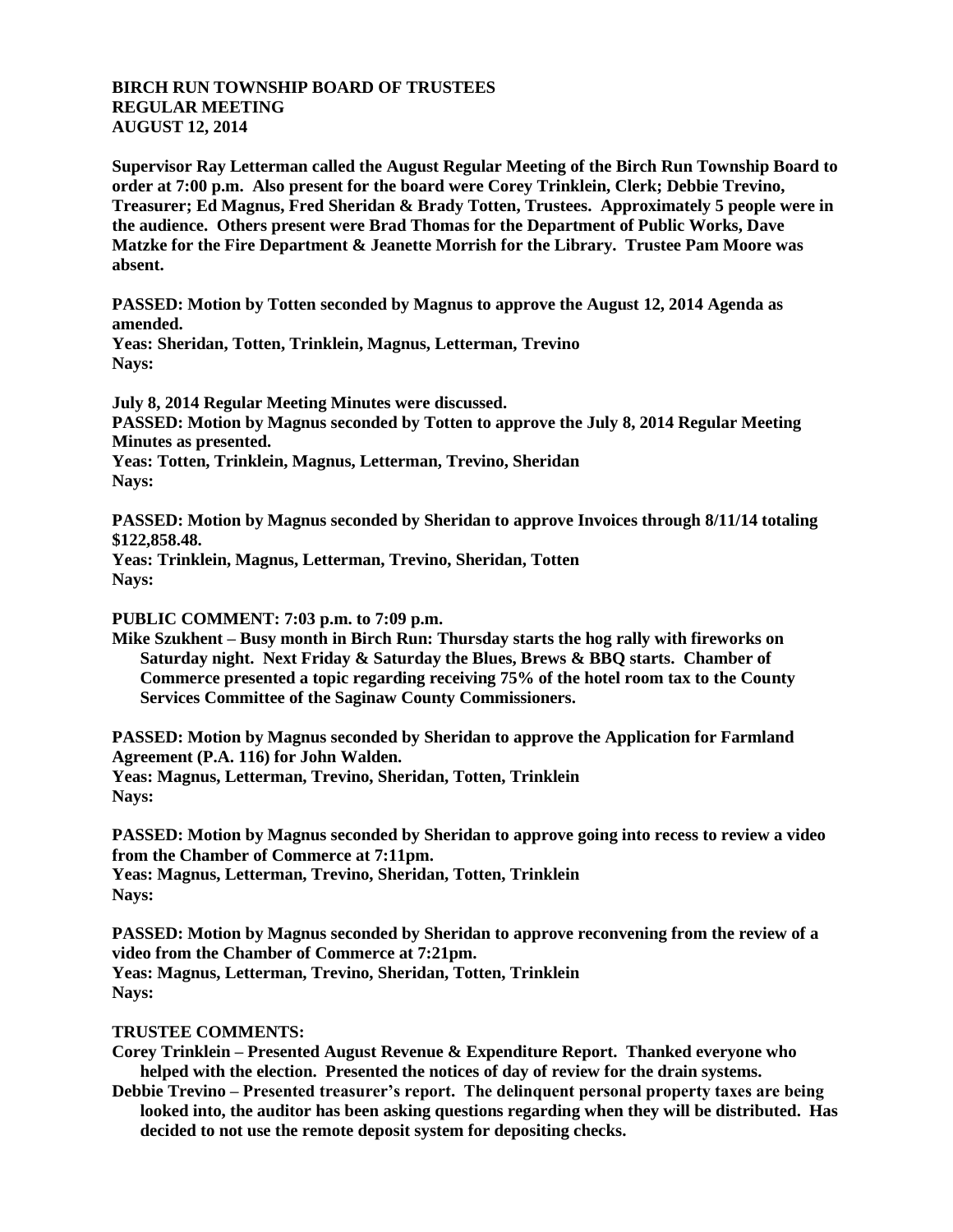**BIRCH RUN TOWNSHIP BOARD OF TRUSTEES**
**REGULAR MEETING**
**AUGUST 12, 2014**

**Supervisor Ray Letterman called the August Regular Meeting of the Birch Run Township Board to order at 7:00 p.m. Also present for the board were Corey Trinklein, Clerk; Debbie Trevino, Treasurer; Ed Magnus, Fred Sheridan & Brady Totten, Trustees. Approximately 5 people were in the audience. Others present were Brad Thomas for the Department of Public Works, Dave Matzke for the Fire Department & Jeanette Morrish for the Library. Trustee Pam Moore was absent.**

**PASSED: Motion by Totten seconded by Magnus to approve the August 12, 2014 Agenda as amended.**
**Yeas: Sheridan, Totten, Trinklein, Magnus, Letterman, Trevino**
**Nays:**

**July 8, 2014 Regular Meeting Minutes were discussed.**
**PASSED: Motion by Magnus seconded by Totten to approve the July 8, 2014 Regular Meeting Minutes as presented.**
**Yeas: Totten, Trinklein, Magnus, Letterman, Trevino, Sheridan**
**Nays:**

**PASSED: Motion by Magnus seconded by Sheridan to approve Invoices through 8/11/14 totaling $122,858.48.**
**Yeas: Trinklein, Magnus, Letterman, Trevino, Sheridan, Totten**
**Nays:**

**PUBLIC COMMENT: 7:03 p.m. to 7:09 p.m.**
**Mike Szukhent – Busy month in Birch Run: Thursday starts the hog rally with fireworks on Saturday night. Next Friday & Saturday the Blues, Brews & BBQ starts. Chamber of Commerce presented a topic regarding receiving 75% of the hotel room tax to the County Services Committee of the Saginaw County Commissioners.**

**PASSED: Motion by Magnus seconded by Sheridan to approve the Application for Farmland Agreement (P.A. 116) for John Walden.**
**Yeas: Magnus, Letterman, Trevino, Sheridan, Totten, Trinklein**
**Nays:**

**PASSED: Motion by Magnus seconded by Sheridan to approve going into recess to review a video from the Chamber of Commerce at 7:11pm.**
**Yeas: Magnus, Letterman, Trevino, Sheridan, Totten, Trinklein**
**Nays:**

**PASSED: Motion by Magnus seconded by Sheridan to approve reconvening from the review of a video from the Chamber of Commerce at 7:21pm.**
**Yeas: Magnus, Letterman, Trevino, Sheridan, Totten, Trinklein**
**Nays:**

**TRUSTEE COMMENTS:**
**Corey Trinklein – Presented August Revenue & Expenditure Report. Thanked everyone who helped with the election. Presented the notices of day of review for the drain systems.**
**Debbie Trevino – Presented treasurer's report. The delinquent personal property taxes are being looked into, the auditor has been asking questions regarding when they will be distributed. Has decided to not use the remote deposit system for depositing checks.**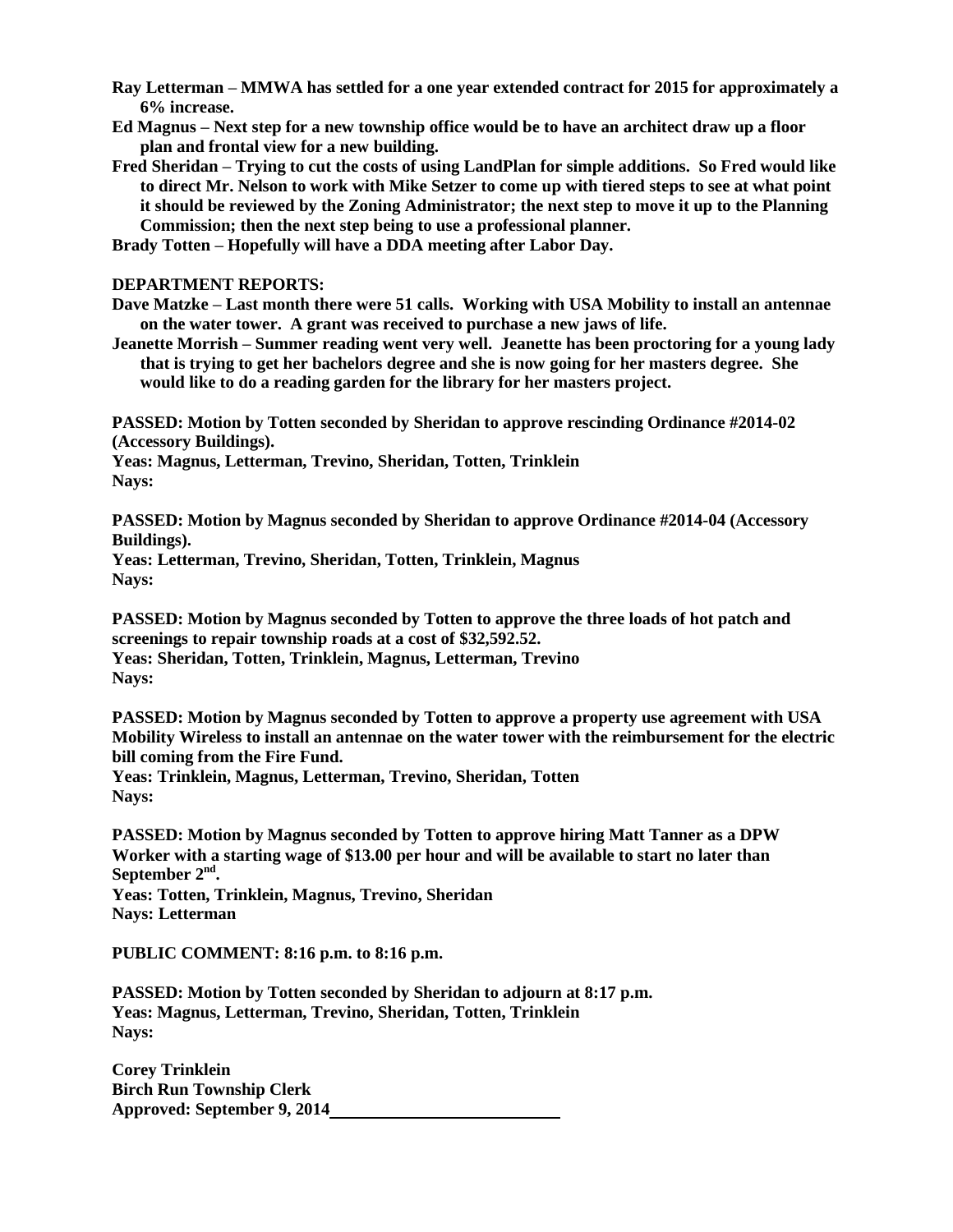**Ray Letterman – MMWA has settled for a one year extended contract for 2015 for approximately a 6% increase.**

**Ed Magnus – Next step for a new township office would be to have an architect draw up a floor plan and frontal view for a new building.**

**Fred Sheridan – Trying to cut the costs of using LandPlan for simple additions. So Fred would like to direct Mr. Nelson to work with Mike Setzer to come up with tiered steps to see at what point it should be reviewed by the Zoning Administrator; the next step to move it up to the Planning Commission; then the next step being to use a professional planner.**

**Brady Totten – Hopefully will have a DDA meeting after Labor Day.**

**DEPARTMENT REPORTS:**

**Dave Matzke – Last month there were 51 calls. Working with USA Mobility to install an antennae on the water tower. A grant was received to purchase a new jaws of life.**

**Jeanette Morrish – Summer reading went very well. Jeanette has been proctoring for a young lady that is trying to get her bachelors degree and she is now going for her masters degree. She would like to do a reading garden for the library for her masters project.**

**PASSED: Motion by Totten seconded by Sheridan to approve rescinding Ordinance #2014-02 (Accessory Buildings).**
**Yeas: Magnus, Letterman, Trevino, Sheridan, Totten, Trinklein**
**Nays:**

**PASSED: Motion by Magnus seconded by Sheridan to approve Ordinance #2014-04 (Accessory Buildings).**
**Yeas: Letterman, Trevino, Sheridan, Totten, Trinklein, Magnus**
**Nays:**

**PASSED: Motion by Magnus seconded by Totten to approve the three loads of hot patch and screenings to repair township roads at a cost of $32,592.52.**
**Yeas: Sheridan, Totten, Trinklein, Magnus, Letterman, Trevino**
**Nays:**

**PASSED: Motion by Magnus seconded by Totten to approve a property use agreement with USA Mobility Wireless to install an antennae on the water tower with the reimbursement for the electric bill coming from the Fire Fund.**
**Yeas: Trinklein, Magnus, Letterman, Trevino, Sheridan, Totten**
**Nays:**

**PASSED: Motion by Magnus seconded by Totten to approve hiring Matt Tanner as a DPW Worker with a starting wage of $13.00 per hour and will be available to start no later than September 2nd.**
**Yeas: Totten, Trinklein, Magnus, Trevino, Sheridan**
**Nays: Letterman**

**PUBLIC COMMENT: 8:16 p.m. to 8:16 p.m.**

**PASSED: Motion by Totten seconded by Sheridan to adjourn at 8:17 p.m.**
**Yeas: Magnus, Letterman, Trevino, Sheridan, Totten, Trinklein**
**Nays:**

**Corey Trinklein**
**Birch Run Township Clerk**
**Approved: September 9, 2014**\_\_\_\_\_\_\_\_\_\_\_\_\_\_\_\_\_\_\_\_\_\_\_\_\_\_\_\_